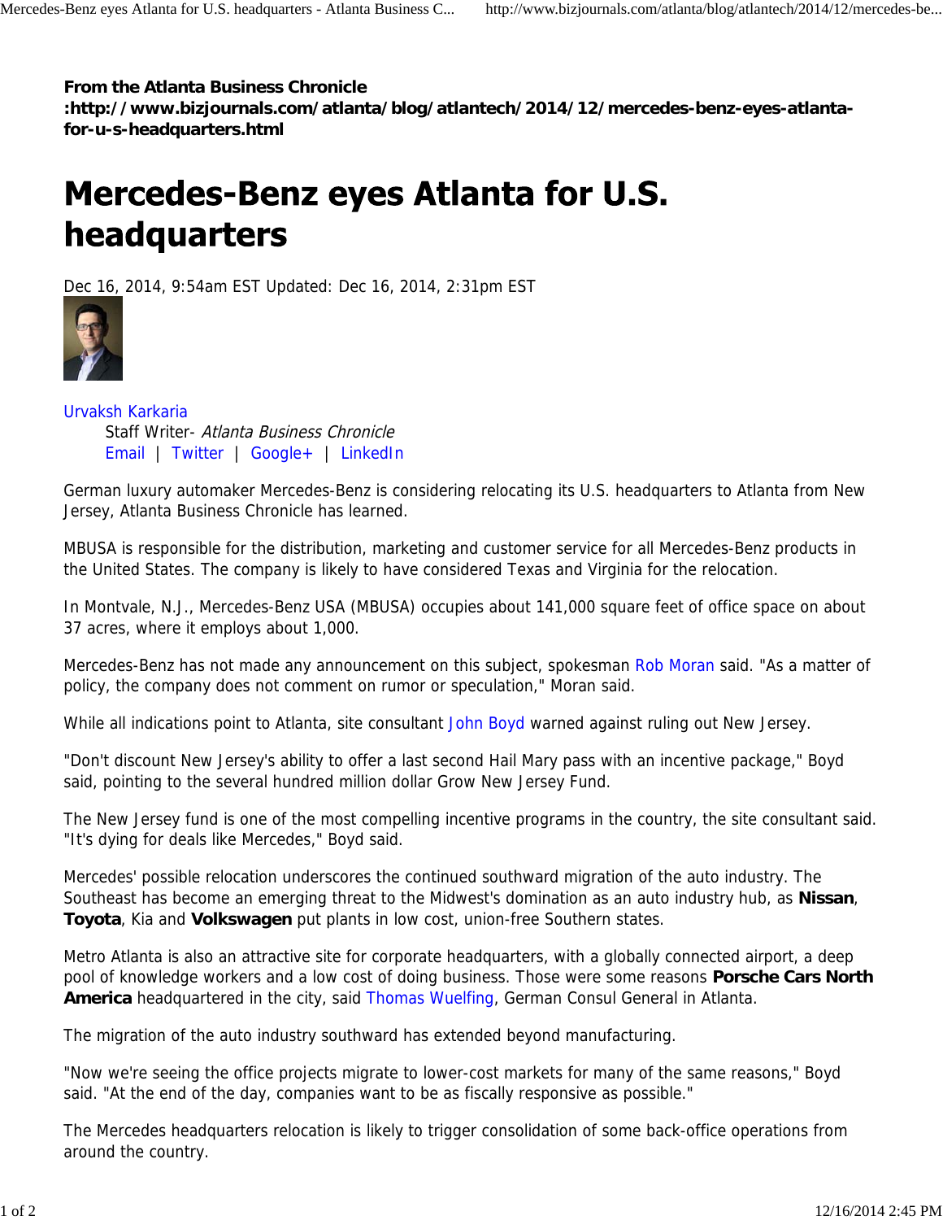**From the Atlanta Business Chronicle :http://www.bizjournals.com/atlanta/blog/atlantech/2014/12/mercedes-benz-eyes-atlanta-for-u-s-headquarters.html**

# Mercedes-Benz eyes Atlanta for U.S. headquarters

Dec 16, 2014, 9:54am EST Updated: Dec 16, 2014, 2:31pm EST

Urvaksh Karkaria
Staff Writer- *Atlanta Business Chronicle*
Email | Twitter | Google+ | LinkedIn

German luxury automaker Mercedes-Benz is considering relocating its U.S. headquarters to Atlanta from New Jersey, Atlanta Business Chronicle has learned.

MBUSA is responsible for the distribution, marketing and customer service for all Mercedes-Benz products in the United States. The company is likely to have considered Texas and Virginia for the relocation.

In Montvale, N.J., Mercedes-Benz USA (MBUSA) occupies about 141,000 square feet of office space on about 37 acres, where it employs about 1,000.

Mercedes-Benz has not made any announcement on this subject, spokesman Rob Moran said. "As a matter of policy, the company does not comment on rumor or speculation," Moran said.

While all indications point to Atlanta, site consultant John Boyd warned against ruling out New Jersey.

"Don't discount New Jersey's ability to offer a last second Hail Mary pass with an incentive package," Boyd said, pointing to the several hundred million dollar Grow New Jersey Fund.

The New Jersey fund is one of the most compelling incentive programs in the country, the site consultant said. "It's dying for deals like Mercedes," Boyd said.

Mercedes' possible relocation underscores the continued southward migration of the auto industry. The Southeast has become an emerging threat to the Midwest's domination as an auto industry hub, as **Nissan**, **Toyota**, Kia and **Volkswagen** put plants in low cost, union-free Southern states.

Metro Atlanta is also an attractive site for corporate headquarters, with a globally connected airport, a deep pool of knowledge workers and a low cost of doing business. Those were some reasons **Porsche Cars North America** headquartered in the city, said Thomas Wuelfing, German Consul General in Atlanta.

The migration of the auto industry southward has extended beyond manufacturing.

"Now we're seeing the office projects migrate to lower-cost markets for many of the same reasons," Boyd said. "At the end of the day, companies want to be as fiscally responsive as possible."

The Mercedes headquarters relocation is likely to trigger consolidation of some back-office operations from around the country.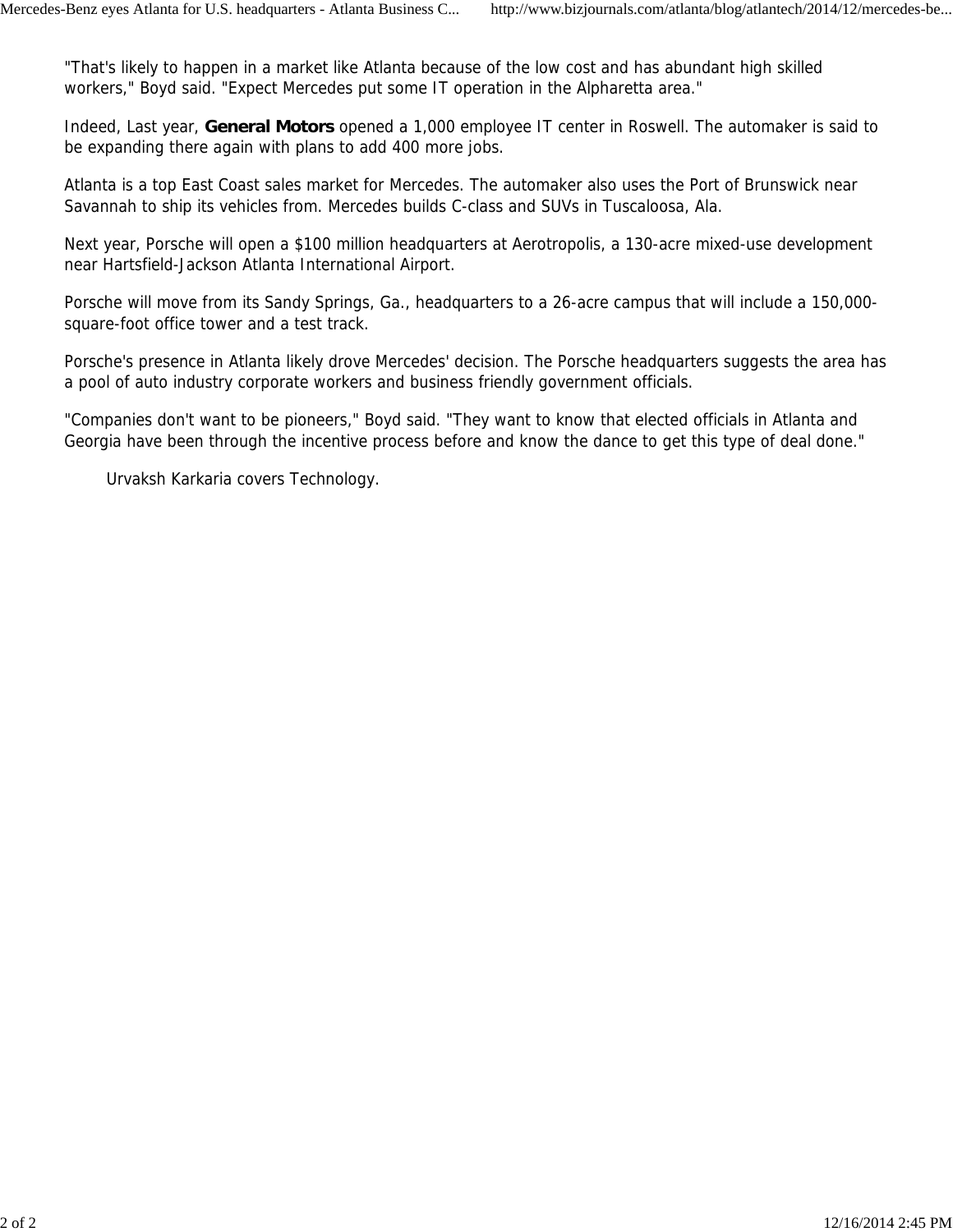"That's likely to happen in a market like Atlanta because of the low cost and has abundant high skilled workers," Boyd said. "Expect Mercedes put some IT operation in the Alpharetta area."

Indeed, Last year, **General Motors** opened a 1,000 employee IT center in Roswell. The automaker is said to be expanding there again with plans to add 400 more jobs.

Atlanta is a top East Coast sales market for Mercedes. The automaker also uses the Port of Brunswick near Savannah to ship its vehicles from. Mercedes builds C-class and SUVs in Tuscaloosa, Ala.

Next year, Porsche will open a $100 million headquarters at Aerotropolis, a 130-acre mixed-use development near Hartsfield-Jackson Atlanta International Airport.

Porsche will move from its Sandy Springs, Ga., headquarters to a 26-acre campus that will include a 150,000-square-foot office tower and a test track.

Porsche's presence in Atlanta likely drove Mercedes' decision. The Porsche headquarters suggests the area has a pool of auto industry corporate workers and business friendly government officials.

"Companies don't want to be pioneers," Boyd said. "They want to know that elected officials in Atlanta and Georgia have been through the incentive process before and know the dance to get this type of deal done."

Urvaksh Karkaria covers Technology.